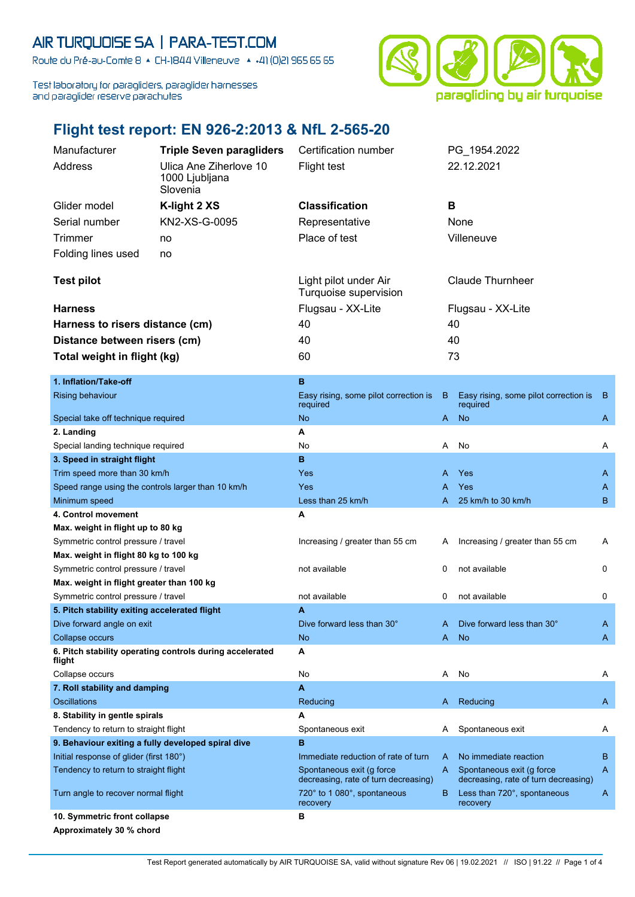AIR TURQUOISE SA | PARA-TEST.COM

Route du Pré-au-Comte 8 ▲ CH-1844 Villeneuve ▲ +41 (0)21 965 65 65

Test laboratory for paragliders, paraglider harnesses and paraglider reserve parachutes

paragliding by air turquoise

# Flight test report: EN 926-2:2013 & NfL 2-565-20

| | | | |
|---|---|---|---|
| Manufacturer | **Triple Seven paragliders** | Certification number | PG_1954.2022 |
| Address | Ulica Ane Ziherlove 10 1000 Ljubljana Slovenia | Flight test | 22.12.2021 |
| Glider model | **K-light 2 XS** | **Classification** | **B** |
| Serial number | KN2-XS-G-0095 | Representative | None |
| Trimmer | no | Place of test | Villeneuve |
| Folding lines used | no | | |
| **Test pilot** | | Light pilot under Air Turquoise supervision | Claude Thurnheer |
| **Harness** | | Flugsau - XX-Lite | Flugsau - XX-Lite |
| **Harness to risers distance (cm)** | | 40 | 40 |
| **Distance between risers (cm)** | | 40 | 40 |
| **Total weight in flight (kg)** | | 60 | 73 |

| | | | | |
|---|---|---|---|---|
| **1. Inflation/Take-off** | **B** | | | |
| Rising behaviour | Easy rising, some pilot correction is required | B | Easy rising, some pilot correction is required | B |
| Special take off technique required | No | A | No | A |
| **2. Landing** | **A** | | | |
| Special landing technique required | No | A | No | A |
| **3. Speed in straight flight** | **B** | | | |
| Trim speed more than 30 km/h | Yes | A | Yes | A |
| Speed range using the controls larger than 10 km/h | Yes | A | Yes | A |
| Minimum speed | Less than 25 km/h | A | 25 km/h to 30 km/h | B |
| **4. Control movement** | **A** | | | |
| **Max. weight in flight up to 80 kg** | | | | |
| Symmetric control pressure / travel | Increasing / greater than 55 cm | A | Increasing / greater than 55 cm | A |
| **Max. weight in flight 80 kg to 100 kg** | | | | |
| Symmetric control pressure / travel | not available | 0 | not available | 0 |
| **Max. weight in flight greater than 100 kg** | | | | |
| Symmetric control pressure / travel | not available | 0 | not available | 0 |
| **5. Pitch stability exiting accelerated flight** | **A** | | | |
| Dive forward angle on exit | Dive forward less than 30° | A | Dive forward less than 30° | A |
| Collapse occurs | No | A | No | A |
| **6. Pitch stability operating controls during accelerated flight** | **A** | | | |
| Collapse occurs | No | A | No | A |
| **7. Roll stability and damping** | **A** | | | |
| Oscillations | Reducing | A | Reducing | A |
| **8. Stability in gentle spirals** | **A** | | | |
| Tendency to return to straight flight | Spontaneous exit | A | Spontaneous exit | A |
| **9. Behaviour exiting a fully developed spiral dive** | **B** | | | |
| Initial response of glider (first 180°) | Immediate reduction of rate of turn | A | No immediate reaction | B |
| Tendency to return to straight flight | Spontaneous exit (g force decreasing, rate of turn decreasing) | A | Spontaneous exit (g force decreasing, rate of turn decreasing) | A |
| Turn angle to recover normal flight | 720° to 1 080°, spontaneous recovery | B | Less than 720°, spontaneous recovery | A |
| **10. Symmetric front collapse** | **B** | | | |
| **Approximately 30 % chord** | | | | |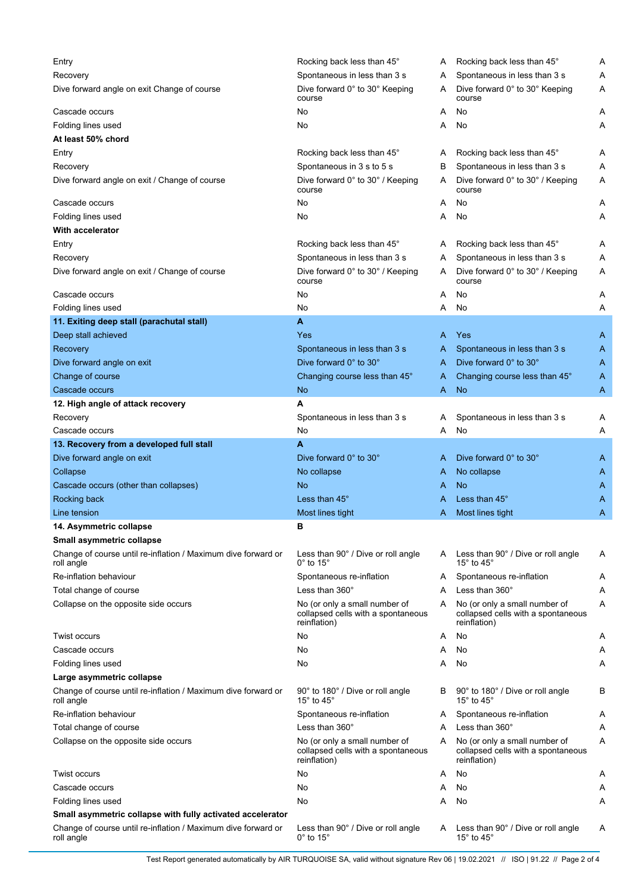| | | | | |
|---|---|---|---|---|
| Entry | Rocking back less than 45° | A | Rocking back less than 45° | A |
| Recovery | Spontaneous in less than 3 s | A | Spontaneous in less than 3 s | A |
| Dive forward angle on exit Change of course | Dive forward 0° to 30° Keeping course | A | Dive forward 0° to 30° Keeping course | A |
| Cascade occurs | No | A | No | A |
| Folding lines used | No | A | No | A |
| **At least 50% chord** | | | | |
| Entry | Rocking back less than 45° | A | Rocking back less than 45° | A |
| Recovery | Spontaneous in 3 s to 5 s | B | Spontaneous in less than 3 s | A |
| Dive forward angle on exit / Change of course | Dive forward 0° to 30° / Keeping course | A | Dive forward 0° to 30° / Keeping course | A |
| Cascade occurs | No | A | No | A |
| Folding lines used | No | A | No | A |
| **With accelerator** | | | | |
| Entry | Rocking back less than 45° | A | Rocking back less than 45° | A |
| Recovery | Spontaneous in less than 3 s | A | Spontaneous in less than 3 s | A |
| Dive forward angle on exit / Change of course | Dive forward 0° to 30° / Keeping course | A | Dive forward 0° to 30° / Keeping course | A |
| Cascade occurs | No | A | No | A |
| Folding lines used | No | A | No | A |
| **11. Exiting deep stall (parachutal stall)** | **A** | | | |
| Deep stall achieved | Yes | A | Yes | A |
| Recovery | Spontaneous in less than 3 s | A | Spontaneous in less than 3 s | A |
| Dive forward angle on exit | Dive forward 0° to 30° | A | Dive forward 0° to 30° | A |
| Change of course | Changing course less than 45° | A | Changing course less than 45° | A |
| Cascade occurs | No | A | No | A |
| **12. High angle of attack recovery** | **A** | | | |
| Recovery | Spontaneous in less than 3 s | A | Spontaneous in less than 3 s | A |
| Cascade occurs | No | A | No | A |
| **13. Recovery from a developed full stall** | **A** | | | |
| Dive forward angle on exit | Dive forward 0° to 30° | A | Dive forward 0° to 30° | A |
| Collapse | No collapse | A | No collapse | A |
| Cascade occurs (other than collapses) | No | A | No | A |
| Rocking back | Less than 45° | A | Less than 45° | A |
| Line tension | Most lines tight | A | Most lines tight | A |
| **14. Asymmetric collapse** | **B** | | | |
| **Small asymmetric collapse** | | | | |
| Change of course until re-inflation / Maximum dive forward or roll angle | Less than 90° / Dive or roll angle 0° to 15° | A | Less than 90° / Dive or roll angle 15° to 45° | A |
| Re-inflation behaviour | Spontaneous re-inflation | A | Spontaneous re-inflation | A |
| Total change of course | Less than 360° | A | Less than 360° | A |
| Collapse on the opposite side occurs | No (or only a small number of collapsed cells with a spontaneous reinflation) | A | No (or only a small number of collapsed cells with a spontaneous reinflation) | A |
| Twist occurs | No | A | No | A |
| Cascade occurs | No | A | No | A |
| Folding lines used | No | A | No | A |
| **Large asymmetric collapse** | | | | |
| Change of course until re-inflation / Maximum dive forward or roll angle | 90° to 180° / Dive or roll angle 15° to 45° | B | 90° to 180° / Dive or roll angle 15° to 45° | B |
| Re-inflation behaviour | Spontaneous re-inflation | A | Spontaneous re-inflation | A |
| Total change of course | Less than 360° | A | Less than 360° | A |
| Collapse on the opposite side occurs | No (or only a small number of collapsed cells with a spontaneous reinflation) | A | No (or only a small number of collapsed cells with a spontaneous reinflation) | A |
| Twist occurs | No | A | No | A |
| Cascade occurs | No | A | No | A |
| Folding lines used | No | A | No | A |
| **Small asymmetric collapse with fully activated accelerator** | | | | |
| Change of course until re-inflation / Maximum dive forward or roll angle | Less than 90° / Dive or roll angle 0° to 15° | A | Less than 90° / Dive or roll angle 15° to 45° | A |

Test Report generated automatically by AIR TURQUOISE SA, valid without signature Rev 06 | 19.02.2021 // ISO | 91.22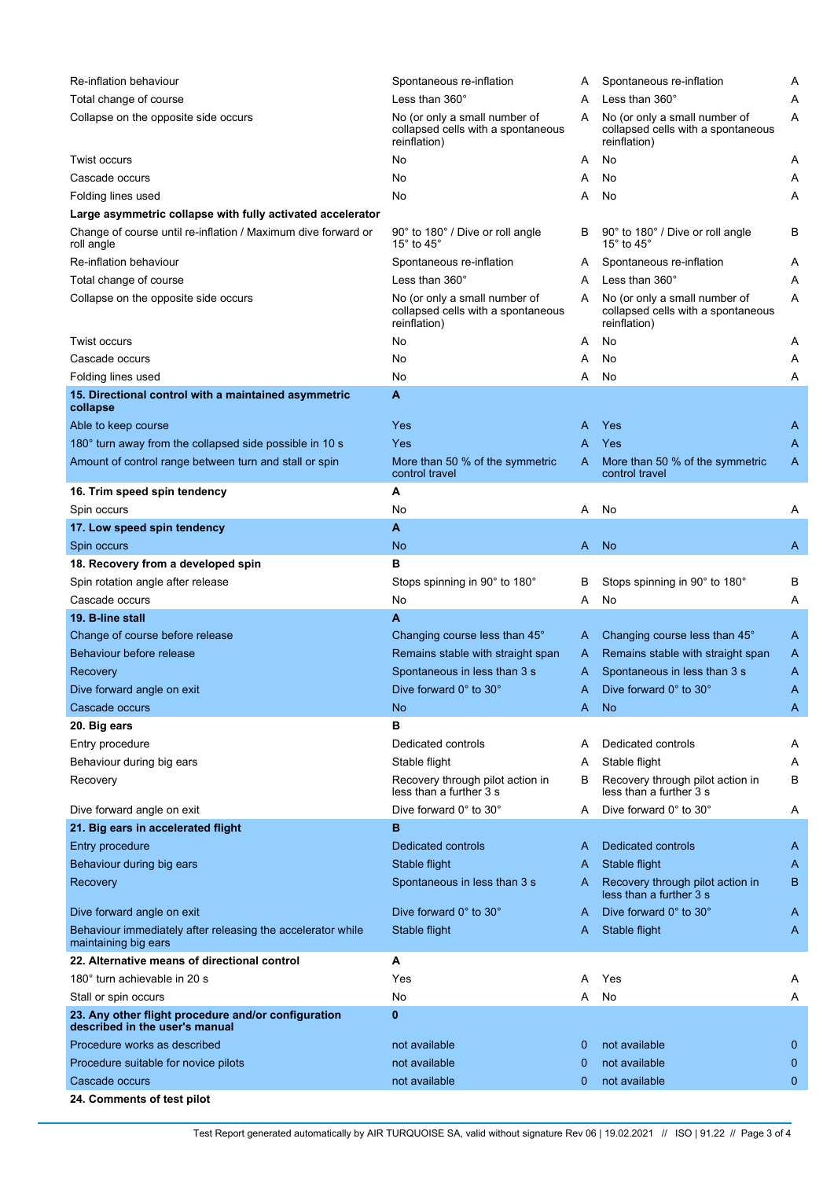| | | | | |
|---|---|---|---|---|
| Re-inflation behaviour | Spontaneous re-inflation | A | Spontaneous re-inflation | A |
| Total change of course | Less than 360° | A | Less than 360° | A |
| Collapse on the opposite side occurs | No (or only a small number of collapsed cells with a spontaneous reinflation) | A | No (or only a small number of collapsed cells with a spontaneous reinflation) | A |
| Twist occurs | No | A | No | A |
| Cascade occurs | No | A | No | A |
| Folding lines used | No | A | No | A |
| **Large asymmetric collapse with fully activated accelerator** | | | | |
| Change of course until re-inflation / Maximum dive forward or roll angle | 90° to 180° / Dive or roll angle 15° to 45° | B | 90° to 180° / Dive or roll angle 15° to 45° | B |
| Re-inflation behaviour | Spontaneous re-inflation | A | Spontaneous re-inflation | A |
| Total change of course | Less than 360° | A | Less than 360° | A |
| Collapse on the opposite side occurs | No (or only a small number of collapsed cells with a spontaneous reinflation) | A | No (or only a small number of collapsed cells with a spontaneous reinflation) | A |
| Twist occurs | No | A | No | A |
| Cascade occurs | No | A | No | A |
| Folding lines used | No | A | No | A |
| **15. Directional control with a maintained asymmetric collapse** | **A** | | | |
| Able to keep course | Yes | A | Yes | A |
| 180° turn away from the collapsed side possible in 10 s | Yes | A | Yes | A |
| Amount of control range between turn and stall or spin | More than 50 % of the symmetric control travel | A | More than 50 % of the symmetric control travel | A |
| **16. Trim speed spin tendency** | **A** | | | |
| Spin occurs | No | A | No | A |
| **17. Low speed spin tendency** | **A** | | | |
| Spin occurs | No | A | No | A |
| **18. Recovery from a developed spin** | **B** | | | |
| Spin rotation angle after release | Stops spinning in 90° to 180° | B | Stops spinning in 90° to 180° | B |
| Cascade occurs | No | A | No | A |
| **19. B-line stall** | **A** | | | |
| Change of course before release | Changing course less than 45° | A | Changing course less than 45° | A |
| Behaviour before release | Remains stable with straight span | A | Remains stable with straight span | A |
| Recovery | Spontaneous in less than 3 s | A | Spontaneous in less than 3 s | A |
| Dive forward angle on exit | Dive forward 0° to 30° | A | Dive forward 0° to 30° | A |
| Cascade occurs | No | A | No | A |
| **20. Big ears** | **B** | | | |
| Entry procedure | Dedicated controls | A | Dedicated controls | A |
| Behaviour during big ears | Stable flight | A | Stable flight | A |
| Recovery | Recovery through pilot action in less than a further 3 s | B | Recovery through pilot action in less than a further 3 s | B |
| Dive forward angle on exit | Dive forward 0° to 30° | A | Dive forward 0° to 30° | A |
| **21. Big ears in accelerated flight** | **B** | | | |
| Entry procedure | Dedicated controls | A | Dedicated controls | A |
| Behaviour during big ears | Stable flight | A | Stable flight | A |
| Recovery | Spontaneous in less than 3 s | A | Recovery through pilot action in less than a further 3 s | B |
| Dive forward angle on exit | Dive forward 0° to 30° | A | Dive forward 0° to 30° | A |
| Behaviour immediately after releasing the accelerator while maintaining big ears | Stable flight | A | Stable flight | A |
| **22. Alternative means of directional control** | **A** | | | |
| 180° turn achievable in 20 s | Yes | A | Yes | A |
| Stall or spin occurs | No | A | No | A |
| **23. Any other flight procedure and/or configuration described in the user's manual** | **0** | | | |
| Procedure works as described | not available | 0 | not available | 0 |
| Procedure suitable for novice pilots | not available | 0 | not available | 0 |
| Cascade occurs | not available | 0 | not available | 0 |

**24. Comments of test pilot**

Test Report generated automatically by AIR TURQUOISE SA, valid without signature Rev 06 | 19.02.2021 // ISO | 91.22